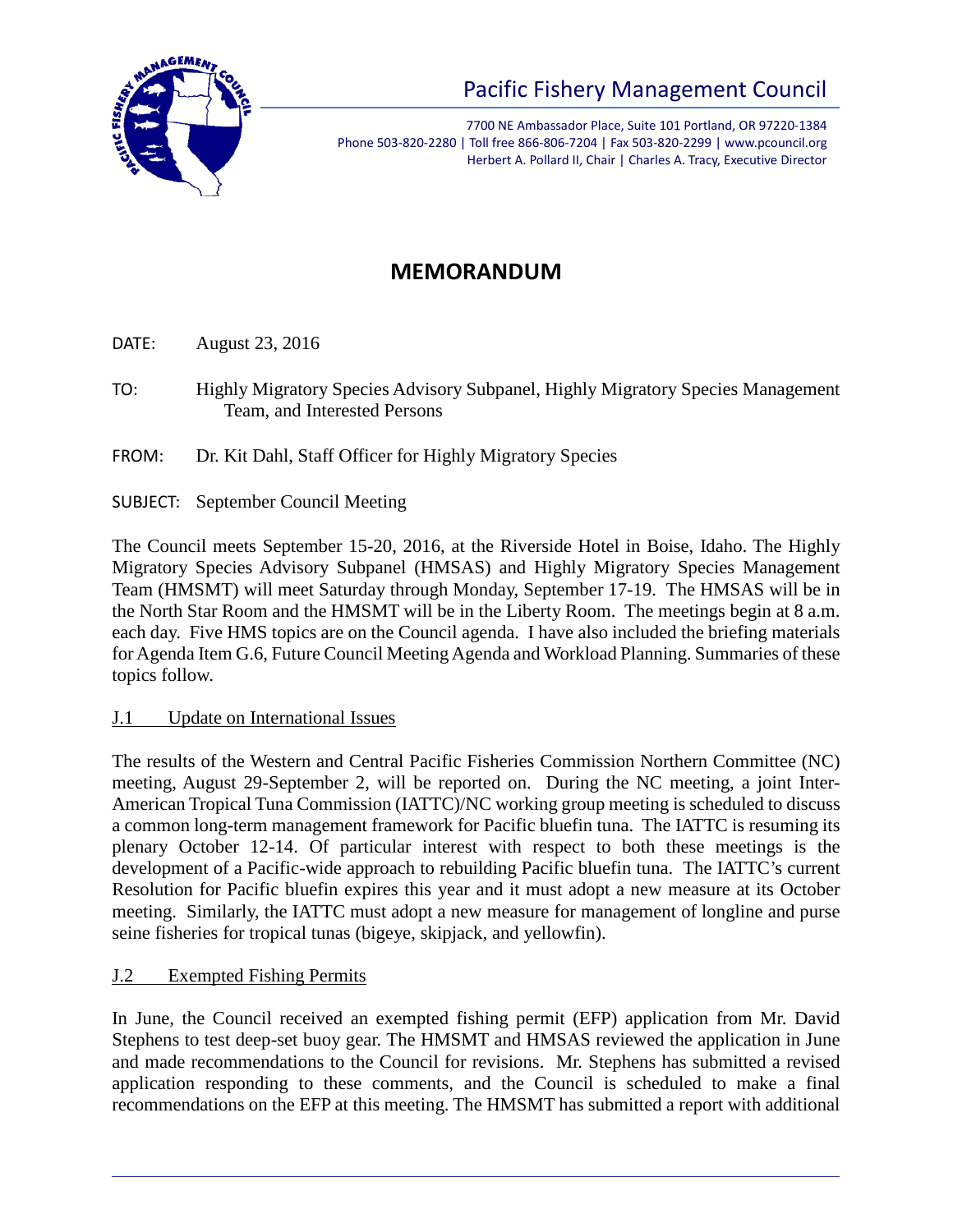Pacific Fishery Management Council

7700 NE Ambassador Place, Suite 101 Portland, OR 97220-1384
Phone 503-820-2280 | Toll free 866-806-7204 | Fax 503-820-2299 | www.pcouncil.org
Herbert A. Pollard II, Chair | Charles A. Tracy, Executive Director

# MEMORANDUM

DATE: August 23, 2016

TO: Highly Migratory Species Advisory Subpanel, Highly Migratory Species Management Team, and Interested Persons

FROM: Dr. Kit Dahl, Staff Officer for Highly Migratory Species

SUBJECT: September Council Meeting

The Council meets September 15-20, 2016, at the Riverside Hotel in Boise, Idaho. The Highly Migratory Species Advisory Subpanel (HMSAS) and Highly Migratory Species Management Team (HMSMT) will meet Saturday through Monday, September 17-19. The HMSAS will be in the North Star Room and the HMSMT will be in the Liberty Room. The meetings begin at 8 a.m. each day. Five HMS topics are on the Council agenda. I have also included the briefing materials for Agenda Item G.6, Future Council Meeting Agenda and Workload Planning. Summaries of these topics follow.

## J.1 Update on International Issues

The results of the Western and Central Pacific Fisheries Commission Northern Committee (NC) meeting, August 29-September 2, will be reported on. During the NC meeting, a joint Inter-American Tropical Tuna Commission (IATTC)/NC working group meeting is scheduled to discuss a common long-term management framework for Pacific bluefin tuna. The IATTC is resuming its plenary October 12-14. Of particular interest with respect to both these meetings is the development of a Pacific-wide approach to rebuilding Pacific bluefin tuna. The IATTC's current Resolution for Pacific bluefin expires this year and it must adopt a new measure at its October meeting. Similarly, the IATTC must adopt a new measure for management of longline and purse seine fisheries for tropical tunas (bigeye, skipjack, and yellowfin).

## J.2 Exempted Fishing Permits

In June, the Council received an exempted fishing permit (EFP) application from Mr. David Stephens to test deep-set buoy gear. The HMSMT and HMSAS reviewed the application in June and made recommendations to the Council for revisions. Mr. Stephens has submitted a revised application responding to these comments, and the Council is scheduled to make a final recommendations on the EFP at this meeting. The HMSMT has submitted a report with additional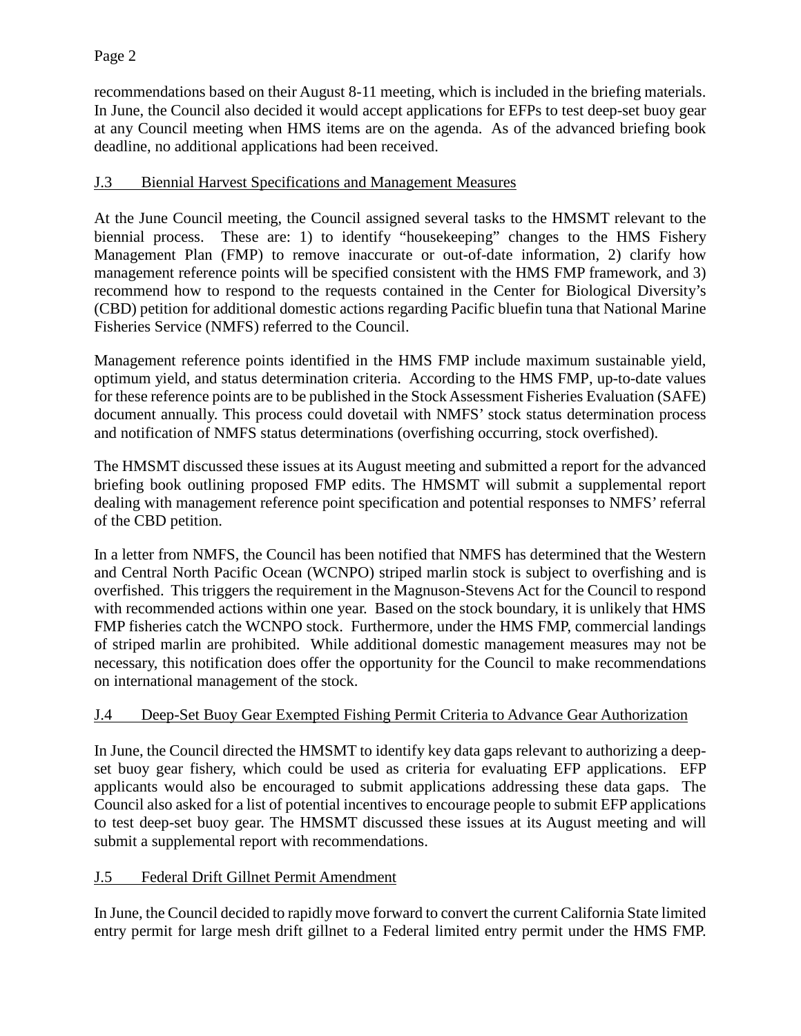recommendations based on their August 8-11 meeting, which is included in the briefing materials. In June, the Council also decided it would accept applications for EFPs to test deep-set buoy gear at any Council meeting when HMS items are on the agenda. As of the advanced briefing book deadline, no additional applications had been received.

## J.3 Biennial Harvest Specifications and Management Measures

At the June Council meeting, the Council assigned several tasks to the HMSMT relevant to the biennial process. These are: 1) to identify "housekeeping" changes to the HMS Fishery Management Plan (FMP) to remove inaccurate or out-of-date information, 2) clarify how management reference points will be specified consistent with the HMS FMP framework, and 3) recommend how to respond to the requests contained in the Center for Biological Diversity's (CBD) petition for additional domestic actions regarding Pacific bluefin tuna that National Marine Fisheries Service (NMFS) referred to the Council.

Management reference points identified in the HMS FMP include maximum sustainable yield, optimum yield, and status determination criteria. According to the HMS FMP, up-to-date values for these reference points are to be published in the Stock Assessment Fisheries Evaluation (SAFE) document annually. This process could dovetail with NMFS' stock status determination process and notification of NMFS status determinations (overfishing occurring, stock overfished).

The HMSMT discussed these issues at its August meeting and submitted a report for the advanced briefing book outlining proposed FMP edits. The HMSMT will submit a supplemental report dealing with management reference point specification and potential responses to NMFS' referral of the CBD petition.

In a letter from NMFS, the Council has been notified that NMFS has determined that the Western and Central North Pacific Ocean (WCNPO) striped marlin stock is subject to overfishing and is overfished. This triggers the requirement in the Magnuson-Stevens Act for the Council to respond with recommended actions within one year. Based on the stock boundary, it is unlikely that HMS FMP fisheries catch the WCNPO stock. Furthermore, under the HMS FMP, commercial landings of striped marlin are prohibited. While additional domestic management measures may not be necessary, this notification does offer the opportunity for the Council to make recommendations on international management of the stock.

## J.4 Deep-Set Buoy Gear Exempted Fishing Permit Criteria to Advance Gear Authorization

In June, the Council directed the HMSMT to identify key data gaps relevant to authorizing a deep-set buoy gear fishery, which could be used as criteria for evaluating EFP applications. EFP applicants would also be encouraged to submit applications addressing these data gaps. The Council also asked for a list of potential incentives to encourage people to submit EFP applications to test deep-set buoy gear. The HMSMT discussed these issues at its August meeting and will submit a supplemental report with recommendations.

## J.5 Federal Drift Gillnet Permit Amendment

In June, the Council decided to rapidly move forward to convert the current California State limited entry permit for large mesh drift gillnet to a Federal limited entry permit under the HMS FMP.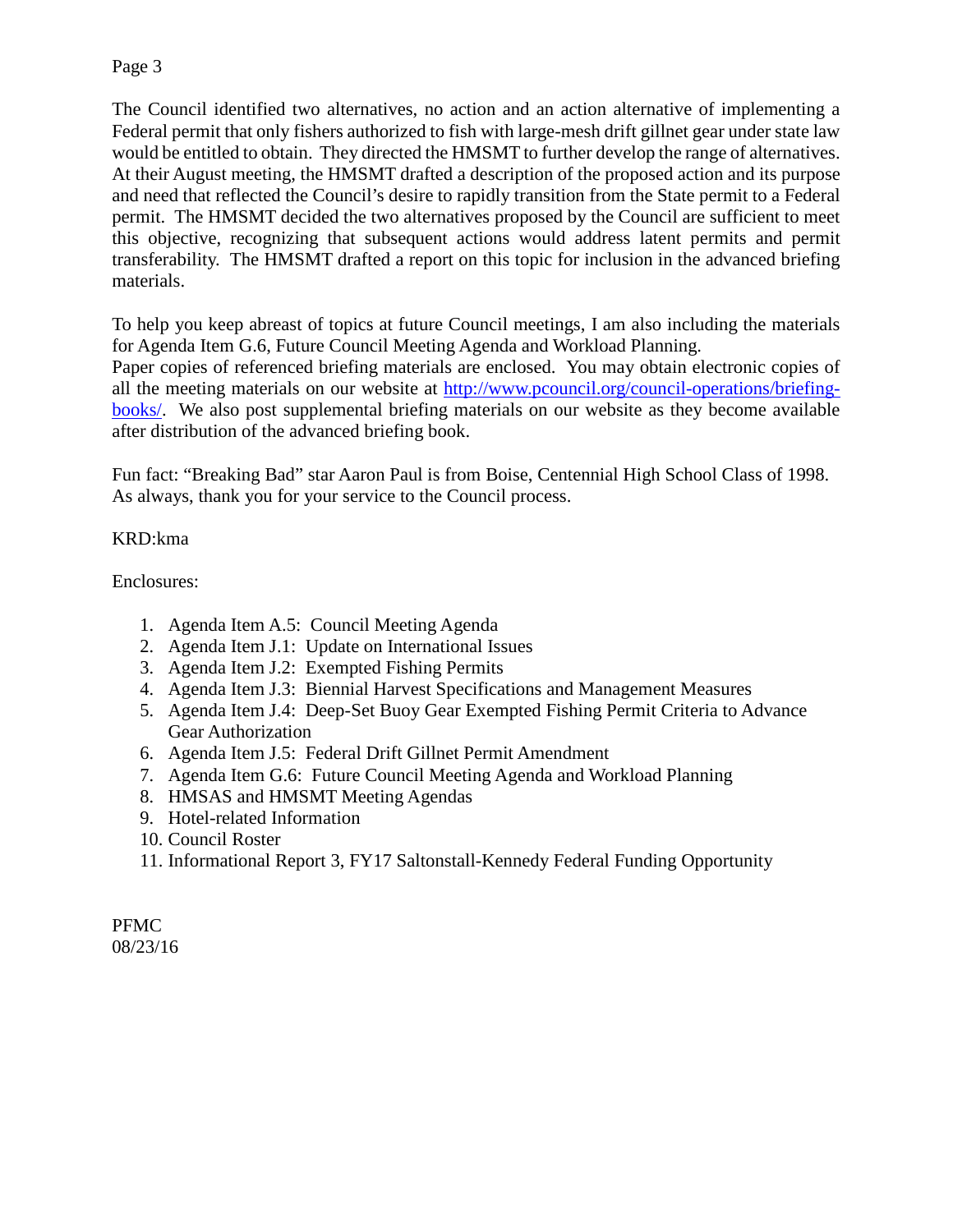The Council identified two alternatives, no action and an action alternative of implementing a Federal permit that only fishers authorized to fish with large-mesh drift gillnet gear under state law would be entitled to obtain. They directed the HMSMT to further develop the range of alternatives. At their August meeting, the HMSMT drafted a description of the proposed action and its purpose and need that reflected the Council's desire to rapidly transition from the State permit to a Federal permit. The HMSMT decided the two alternatives proposed by the Council are sufficient to meet this objective, recognizing that subsequent actions would address latent permits and permit transferability. The HMSMT drafted a report on this topic for inclusion in the advanced briefing materials.

To help you keep abreast of topics at future Council meetings, I am also including the materials for Agenda Item G.6, Future Council Meeting Agenda and Workload Planning.
Paper copies of referenced briefing materials are enclosed. You may obtain electronic copies of all the meeting materials on our website at [http://www.pcouncil.org/council-operations/briefing-books/](http://www.pcouncil.org/council-operations/briefing-books/). We also post supplemental briefing materials on our website as they become available after distribution of the advanced briefing book.

Fun fact: "Breaking Bad" star Aaron Paul is from Boise, Centennial High School Class of 1998.
As always, thank you for your service to the Council process.

KRD:kma

Enclosures:

1. Agenda Item A.5: Council Meeting Agenda
2. Agenda Item J.1: Update on International Issues
3. Agenda Item J.2: Exempted Fishing Permits
4. Agenda Item J.3: Biennial Harvest Specifications and Management Measures
5. Agenda Item J.4: Deep-Set Buoy Gear Exempted Fishing Permit Criteria to Advance Gear Authorization
6. Agenda Item J.5: Federal Drift Gillnet Permit Amendment
7. Agenda Item G.6: Future Council Meeting Agenda and Workload Planning
8. HMSAS and HMSMT Meeting Agendas
9. Hotel-related Information
10. Council Roster
11. Informational Report 3, FY17 Saltonstall-Kennedy Federal Funding Opportunity

PFMC
08/23/16